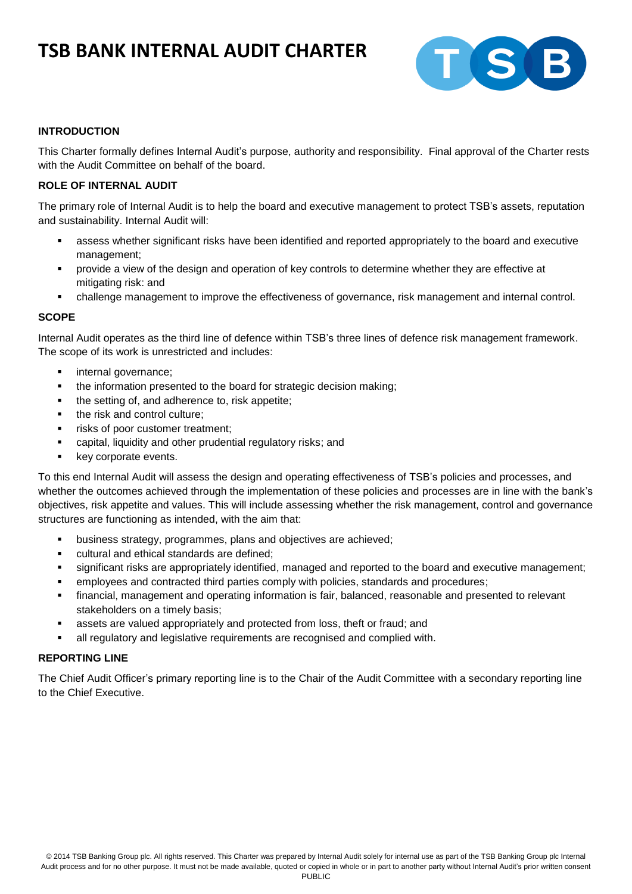# TSB BANK INTERNAL AUDIT CHARTER

### INTRODUCTION

This Charter formally defines Internal Audit's purpose, authority and responsibility. Final approval of the Charter rests with the Audit Committee on behalf of the board.

### ROLE OF INTERNAL AUDIT

The primary role of Internal Audit is to help the board and executive management to protect TSB's assets, reputation and sustainability. Internal Audit will:

- assess whether significant risks have been identified and reported appropriately to the board and executive management;
- provide a view of the design and operation of key controls to determine whether they are effective at mitigating risk: and
- challenge management to improve the effectiveness of governance, risk management and internal control.

### SCOPE

Internal Audit operates as the third line of defence within TSB's three lines of defence risk management framework. The scope of its work is unrestricted and includes:

- internal governance;
- the information presented to the board for strategic decision making;
- the setting of, and adherence to, risk appetite;
- the risk and control culture;
- risks of poor customer treatment;
- capital, liquidity and other prudential regulatory risks; and
- key corporate events.

To this end Internal Audit will assess the design and operating effectiveness of TSB's policies and processes, and whether the outcomes achieved through the implementation of these policies and processes are in line with the bank's objectives, risk appetite and values. This will include assessing whether the risk management, control and governance structures are functioning as intended, with the aim that:

- business strategy, programmes, plans and objectives are achieved;
- cultural and ethical standards are defined;
- significant risks are appropriately identified, managed and reported to the board and executive management;
- employees and contracted third parties comply with policies, standards and procedures;
- financial, management and operating information is fair, balanced, reasonable and presented to relevant stakeholders on a timely basis;
- assets are valued appropriately and protected from loss, theft or fraud; and
- all regulatory and legislative requirements are recognised and complied with.

### REPORTING LINE

The Chief Audit Officer's primary reporting line is to the Chair of the Audit Committee with a secondary reporting line to the Chief Executive.

© 2014 TSB Banking Group plc. All rights reserved. This Charter was prepared by Internal Audit solely for internal use as part of the TSB Banking Group plc Internal Audit process and for no other purpose. It must not be made available, quoted or copied in whole or in part to another party without Internal Audit's prior written consent

PUBLIC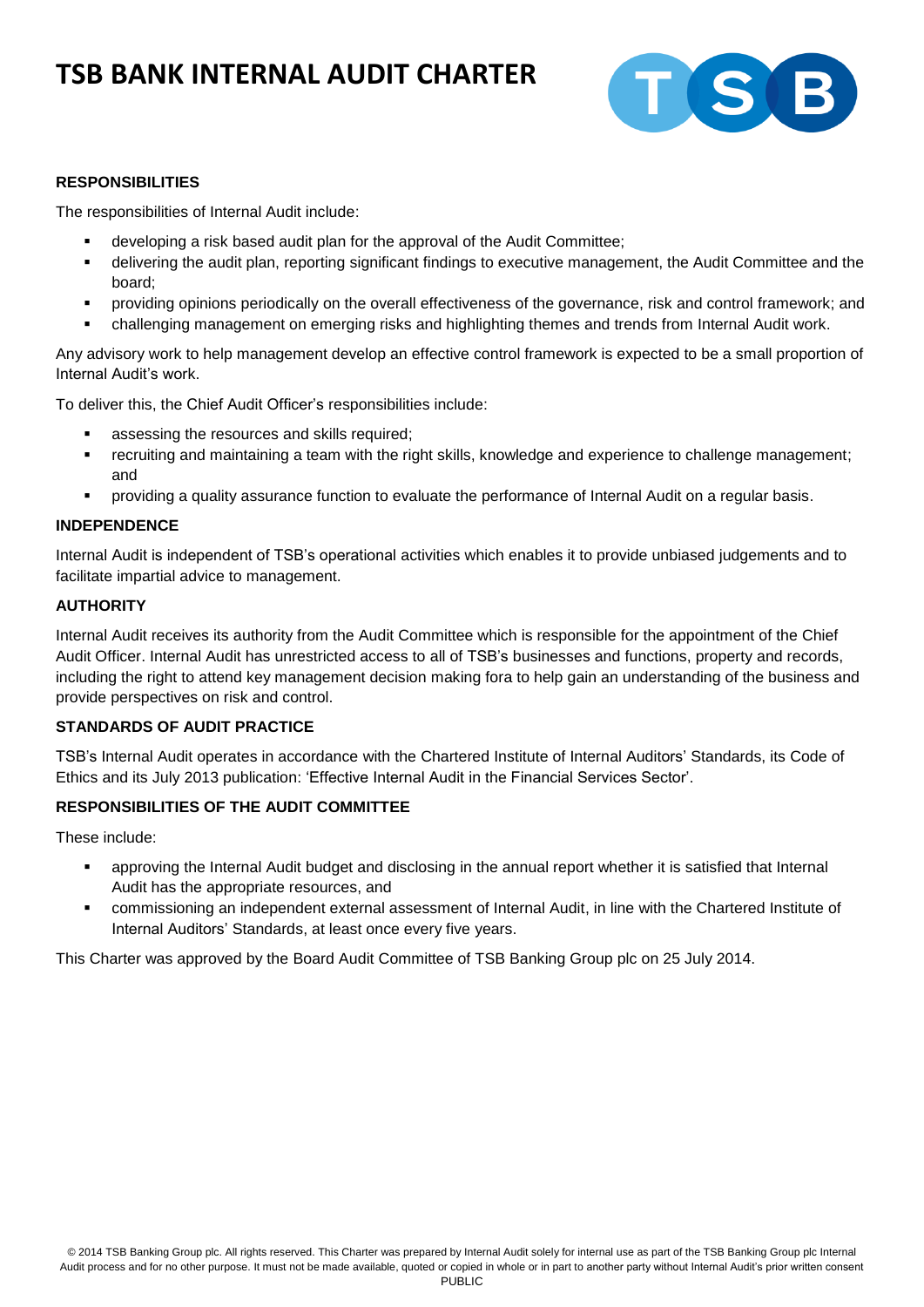# TSB BANK INTERNAL AUDIT CHARTER

**RESPONSIBILITIES**

The responsibilities of Internal Audit include:

- developing a risk based audit plan for the approval of the Audit Committee;
- delivering the audit plan, reporting significant findings to executive management, the Audit Committee and the board;
- providing opinions periodically on the overall effectiveness of the governance, risk and control framework; and
- challenging management on emerging risks and highlighting themes and trends from Internal Audit work.

Any advisory work to help management develop an effective control framework is expected to be a small proportion of Internal Audit's work.

To deliver this, the Chief Audit Officer's responsibilities include:

- assessing the resources and skills required;
- recruiting and maintaining a team with the right skills, knowledge and experience to challenge management; and
- providing a quality assurance function to evaluate the performance of Internal Audit on a regular basis.

**INDEPENDENCE**

Internal Audit is independent of TSB's operational activities which enables it to provide unbiased judgements and to facilitate impartial advice to management.

**AUTHORITY**

Internal Audit receives its authority from the Audit Committee which is responsible for the appointment of the Chief Audit Officer. Internal Audit has unrestricted access to all of TSB's businesses and functions, property and records, including the right to attend key management decision making fora to help gain an understanding of the business and provide perspectives on risk and control.

**STANDARDS OF AUDIT PRACTICE**

TSB's Internal Audit operates in accordance with the Chartered Institute of Internal Auditors' Standards, its Code of Ethics and its July 2013 publication: 'Effective Internal Audit in the Financial Services Sector'.

**RESPONSIBILITIES OF THE AUDIT COMMITTEE**

These include:

- approving the Internal Audit budget and disclosing in the annual report whether it is satisfied that Internal Audit has the appropriate resources, and
- commissioning an independent external assessment of Internal Audit, in line with the Chartered Institute of Internal Auditors' Standards, at least once every five years.

This Charter was approved by the Board Audit Committee of TSB Banking Group plc on 25 July 2014.

© 2014 TSB Banking Group plc. All rights reserved. This Charter was prepared by Internal Audit solely for internal use as part of the TSB Banking Group plc Internal Audit process and for no other purpose. It must not be made available, quoted or copied in whole or in part to another party without Internal Audit's prior written consent

PUBLIC